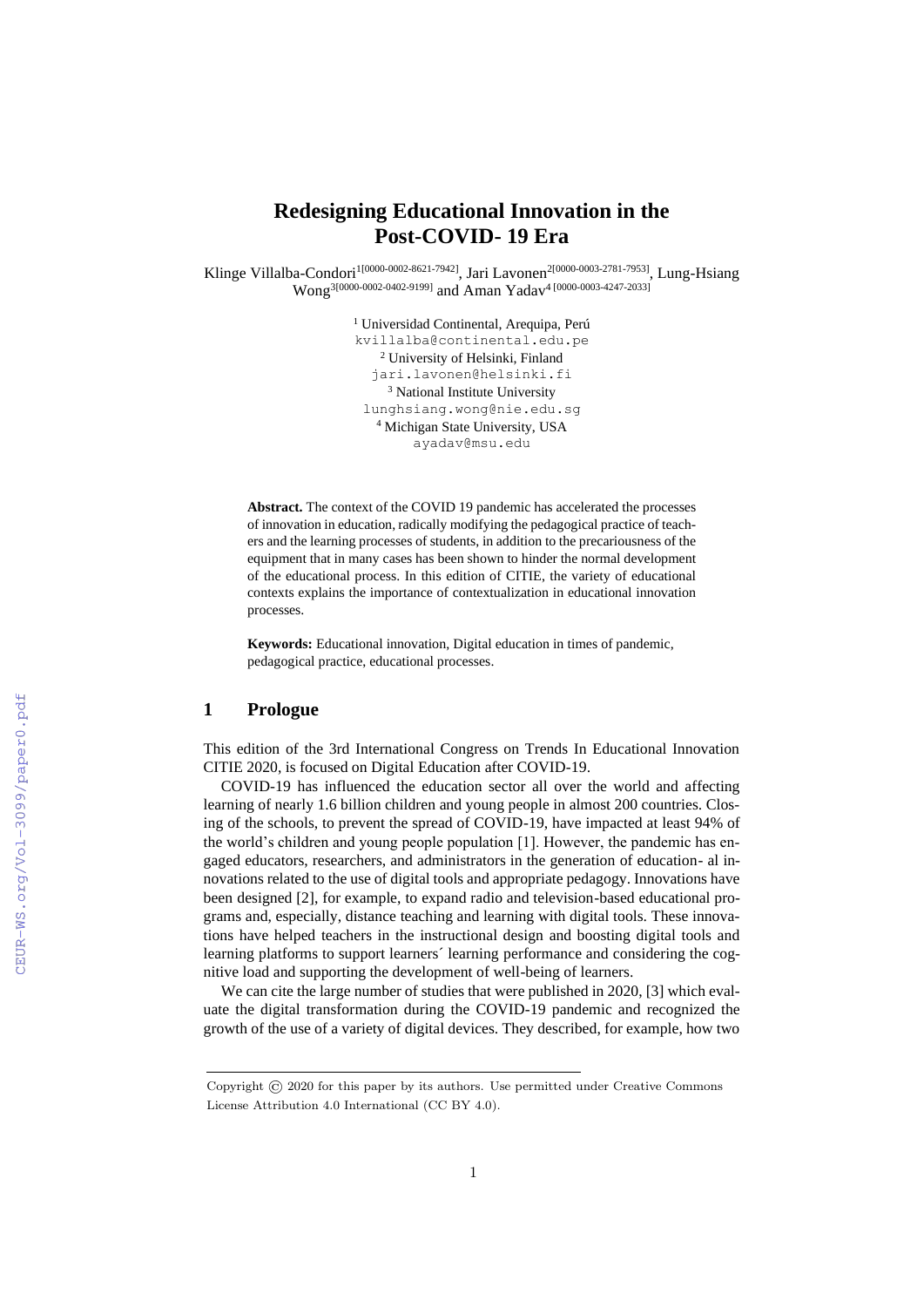# Redesigning Educational Innovation in the Post-COVID- 19 Era

Klinge Villalba-Condori[1[0000-0002-8621-7942]], Jari Lavonen[2[0000-0003-2781-7953]], Lung-Hsiang Wong[3[0000-0002-0402-9199]] and Aman Yadav[4 [0000-0003-4247-2033]]

[1] Universidad Continental, Arequipa, Perú
kvillalba@continental.edu.pe
[2] University of Helsinki, Finland
jari.lavonen@helsinki.fi
[3] National Institute University
lunghsiang.wong@nie.edu.sg
[4] Michigan State University, USA
ayadav@msu.edu

**Abstract.** The context of the COVID 19 pandemic has accelerated the processes of innovation in education, radically modifying the pedagogical practice of teachers and the learning processes of students, in addition to the precariousness of the equipment that in many cases has been shown to hinder the normal development of the educational process. In this edition of CITIE, the variety of educational contexts explains the importance of contextualization in educational innovation processes.

**Keywords:** Educational innovation, Digital education in times of pandemic, pedagogical practice, educational processes.

## 1 Prologue

This edition of the 3rd International Congress on Trends In Educational Innovation CITIE 2020, is focused on Digital Education after COVID-19.

COVID-19 has influenced the education sector all over the world and affecting learning of nearly 1.6 billion children and young people in almost 200 countries. Closing of the schools, to prevent the spread of COVID-19, have impacted at least 94% of the world's children and young people population [1]. However, the pandemic has engaged educators, researchers, and administrators in the generation of education- al innovations related to the use of digital tools and appropriate pedagogy. Innovations have been designed [2], for example, to expand radio and television-based educational programs and, especially, distance teaching and learning with digital tools. These innovations have helped teachers in the instructional design and boosting digital tools and learning platforms to support learners´ learning performance and considering the cognitive load and supporting the development of well-being of learners.

We can cite the large number of studies that were published in 2020, [3] which evaluate the digital transformation during the COVID-19 pandemic and recognized the growth of the use of a variety of digital devices. They described, for example, how two

Copyright © 2020 for this paper by its authors. Use permitted under Creative Commons License Attribution 4.0 International (CC BY 4.0).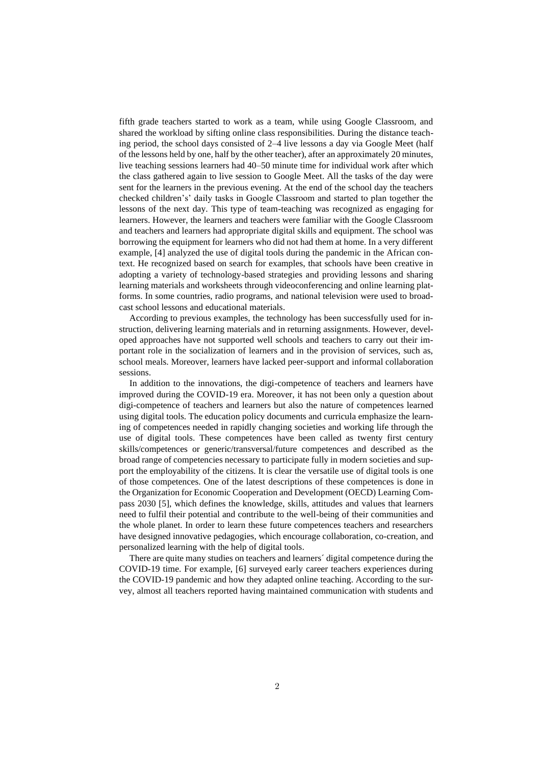fifth grade teachers started to work as a team, while using Google Classroom, and shared the workload by sifting online class responsibilities. During the distance teaching period, the school days consisted of 2–4 live lessons a day via Google Meet (half of the lessons held by one, half by the other teacher), after an approximately 20 minutes, live teaching sessions learners had 40–50 minute time for individual work after which the class gathered again to live session to Google Meet. All the tasks of the day were sent for the learners in the previous evening. At the end of the school day the teachers checked children's' daily tasks in Google Classroom and started to plan together the lessons of the next day. This type of team-teaching was recognized as engaging for learners. However, the learners and teachers were familiar with the Google Classroom and teachers and learners had appropriate digital skills and equipment. The school was borrowing the equipment for learners who did not had them at home. In a very different example, [4] analyzed the use of digital tools during the pandemic in the African context. He recognized based on search for examples, that schools have been creative in adopting a variety of technology-based strategies and providing lessons and sharing learning materials and worksheets through videoconferencing and online learning platforms. In some countries, radio programs, and national television were used to broadcast school lessons and educational materials.

According to previous examples, the technology has been successfully used for instruction, delivering learning materials and in returning assignments. However, developed approaches have not supported well schools and teachers to carry out their important role in the socialization of learners and in the provision of services, such as, school meals. Moreover, learners have lacked peer-support and informal collaboration sessions.

In addition to the innovations, the digi-competence of teachers and learners have improved during the COVID-19 era. Moreover, it has not been only a question about digi-competence of teachers and learners but also the nature of competences learned using digital tools. The education policy documents and curricula emphasize the learning of competences needed in rapidly changing societies and working life through the use of digital tools. These competences have been called as twenty first century skills/competences or generic/transversal/future competences and described as the broad range of competencies necessary to participate fully in modern societies and support the employability of the citizens. It is clear the versatile use of digital tools is one of those competences. One of the latest descriptions of these competences is done in the Organization for Economic Cooperation and Development (OECD) Learning Compass 2030 [5], which defines the knowledge, skills, attitudes and values that learners need to fulfil their potential and contribute to the well-being of their communities and the whole planet. In order to learn these future competences teachers and researchers have designed innovative pedagogies, which encourage collaboration, co-creation, and personalized learning with the help of digital tools.

There are quite many studies on teachers and learners´ digital competence during the COVID-19 time. For example, [6] surveyed early career teachers experiences during the COVID-19 pandemic and how they adapted online teaching. According to the survey, almost all teachers reported having maintained communication with students and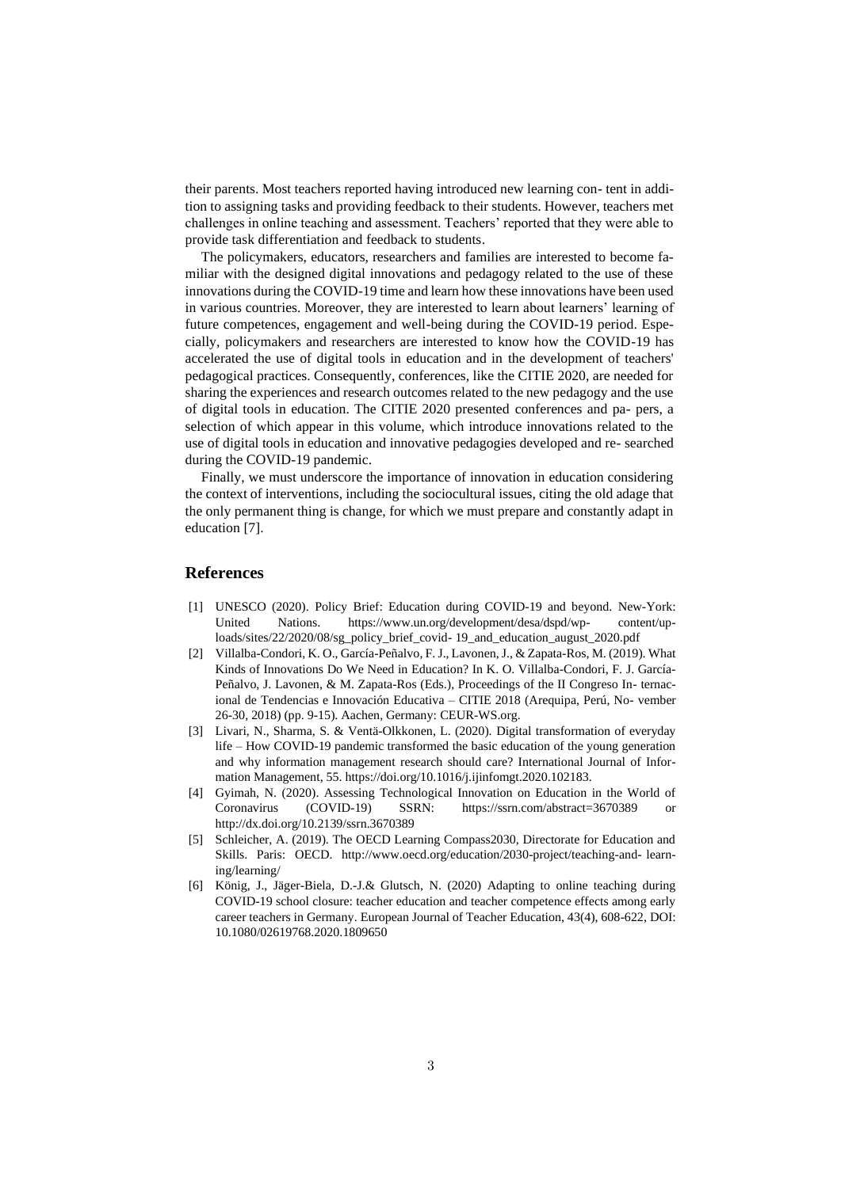their parents. Most teachers reported having introduced new learning con- tent in addition to assigning tasks and providing feedback to their students. However, teachers met challenges in online teaching and assessment. Teachers' reported that they were able to provide task differentiation and feedback to students.

The policymakers, educators, researchers and families are interested to become familiar with the designed digital innovations and pedagogy related to the use of these innovations during the COVID-19 time and learn how these innovations have been used in various countries. Moreover, they are interested to learn about learners' learning of future competences, engagement and well-being during the COVID-19 period. Especially, policymakers and researchers are interested to know how the COVID-19 has accelerated the use of digital tools in education and in the development of teachers' pedagogical practices. Consequently, conferences, like the CITIE 2020, are needed for sharing the experiences and research outcomes related to the new pedagogy and the use of digital tools in education. The CITIE 2020 presented conferences and pa- pers, a selection of which appear in this volume, which introduce innovations related to the use of digital tools in education and innovative pedagogies developed and re- searched during the COVID-19 pandemic.

Finally, we must underscore the importance of innovation in education considering the context of interventions, including the sociocultural issues, citing the old adage that the only permanent thing is change, for which we must prepare and constantly adapt in education [7].

## References

[1] UNESCO (2020). Policy Brief: Education during COVID-19 and beyond. New-York: United Nations. https://www.un.org/development/desa/dspd/wp- content/uploads/sites/22/2020/08/sg_policy_brief_covid- 19_and_education_august_2020.pdf

[2] Villalba-Condori, K. O., García-Peñalvo, F. J., Lavonen, J., & Zapata-Ros, M. (2019). What Kinds of Innovations Do We Need in Education? In K. O. Villalba-Condori, F. J. García-Peñalvo, J. Lavonen, & M. Zapata-Ros (Eds.), Proceedings of the II Congreso In- ternacional de Tendencias e Innovación Educativa – CITIE 2018 (Arequipa, Perú, No- vember 26-30, 2018) (pp. 9-15). Aachen, Germany: CEUR-WS.org.

[3] Livari, N., Sharma, S. & Ventä-Olkkonen, L. (2020). Digital transformation of everyday life – How COVID-19 pandemic transformed the basic education of the young generation and why information management research should care? International Journal of Information Management, 55. https://doi.org/10.1016/j.ijinfomgt.2020.102183.

[4] Gyimah, N. (2020). Assessing Technological Innovation on Education in the World of Coronavirus (COVID-19) SSRN: https://ssrn.com/abstract=3670389 or http://dx.doi.org/10.2139/ssrn.3670389

[5] Schleicher, A. (2019). The OECD Learning Compass2030, Directorate for Education and Skills. Paris: OECD. http://www.oecd.org/education/2030-project/teaching-and- learning/learning/

[6] König, J., Jäger-Biela, D.-J.& Glutsch, N. (2020) Adapting to online teaching during COVID-19 school closure: teacher education and teacher competence effects among early career teachers in Germany. European Journal of Teacher Education, 43(4), 608-622, DOI: 10.1080/02619768.2020.1809650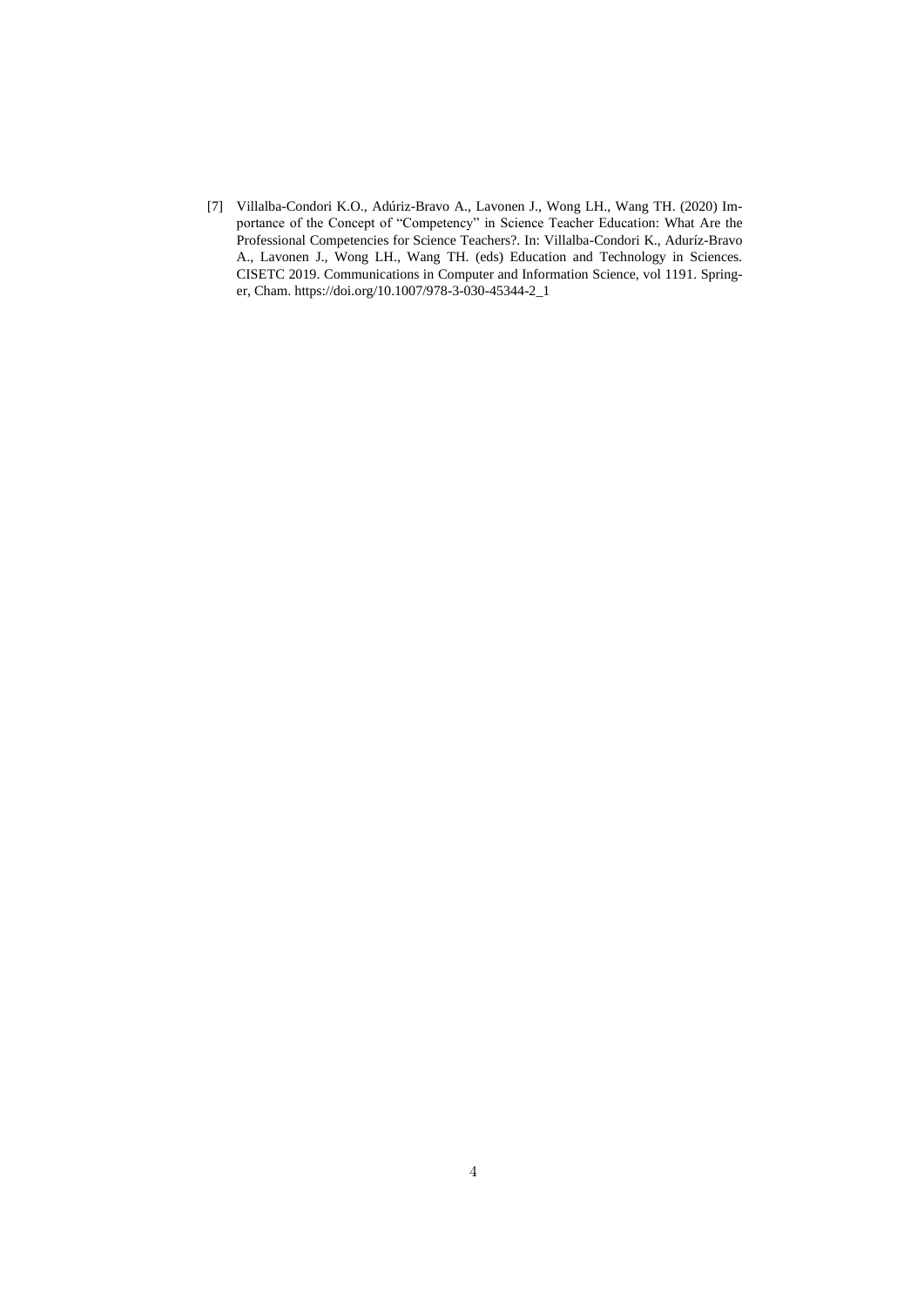[7] Villalba-Condori K.O., Adúriz-Bravo A., Lavonen J., Wong LH., Wang TH. (2020) Importance of the Concept of "Competency" in Science Teacher Education: What Are the Professional Competencies for Science Teachers?. In: Villalba-Condori K., Aduríz-Bravo A., Lavonen J., Wong LH., Wang TH. (eds) Education and Technology in Sciences. CISETC 2019. Communications in Computer and Information Science, vol 1191. Springer, Cham. https://doi.org/10.1007/978-3-030-45344-2_1